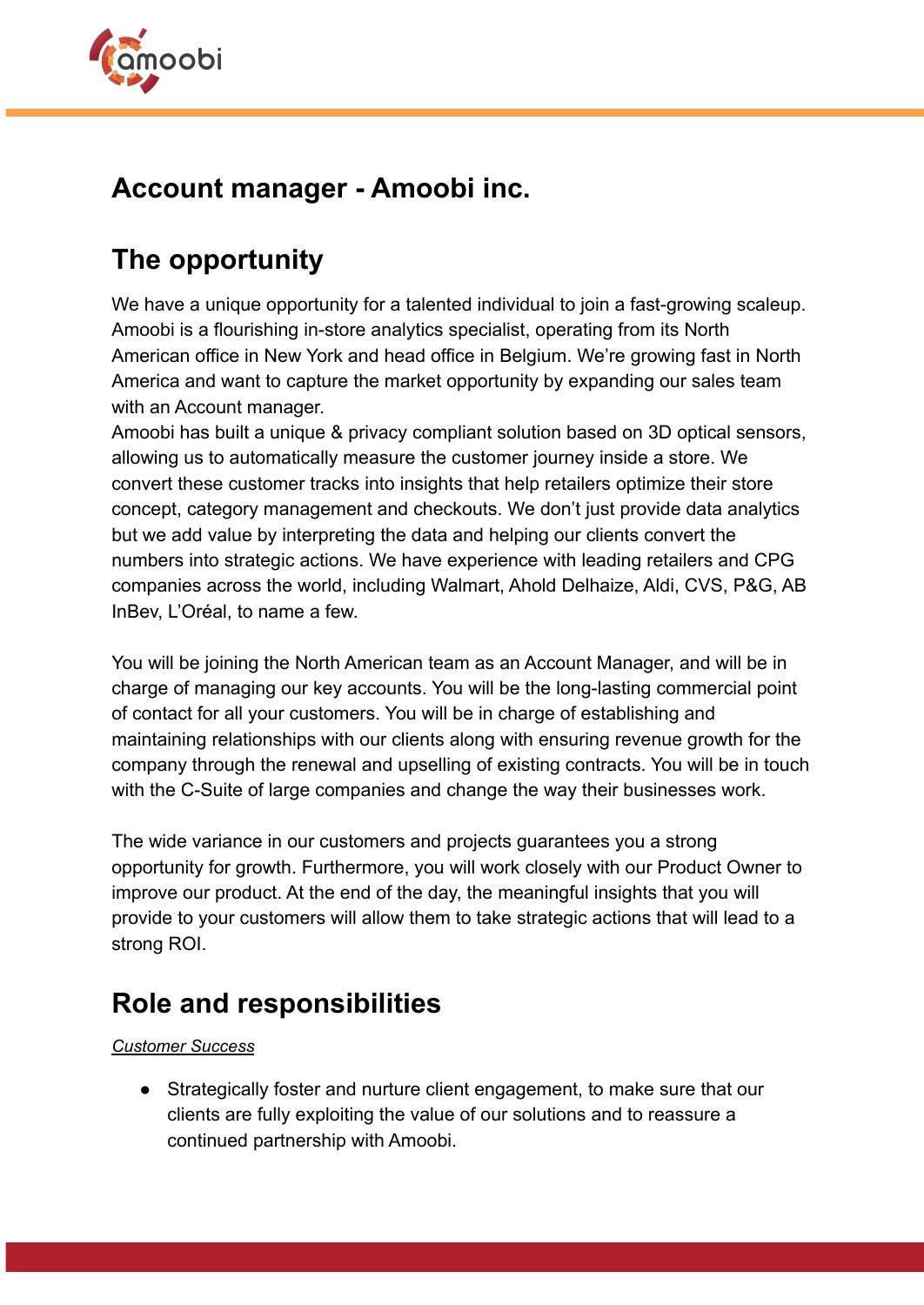# Account manager - Amoobi inc.

## The opportunity

We have a unique opportunity for a talented individual to join a fast-growing scaleup. Amoobi is a flourishing in-store analytics specialist, operating from its North American office in New York and head office in Belgium. We're growing fast in North America and want to capture the market opportunity by expanding our sales team with an Account manager.

Amoobi has built a unique & privacy compliant solution based on 3D optical sensors, allowing us to automatically measure the customer journey inside a store. We convert these customer tracks into insights that help retailers optimize their store concept, category management and checkouts. We don't just provide data analytics but we add value by interpreting the data and helping our clients convert the numbers into strategic actions. We have experience with leading retailers and CPG companies across the world, including Walmart, Ahold Delhaize, Aldi, CVS, P&G, AB InBev, L'Oréal, to name a few.

You will be joining the North American team as an Account Manager, and will be in charge of managing our key accounts. You will be the long-lasting commercial point of contact for all your customers. You will be in charge of establishing and maintaining relationships with our clients along with ensuring revenue growth for the company through the renewal and upselling of existing contracts. You will be in touch with the C-Suite of large companies and change the way their businesses work.

The wide variance in our customers and projects guarantees you a strong opportunity for growth. Furthermore, you will work closely with our Product Owner to improve our product. At the end of the day, the meaningful insights that you will provide to your customers will allow them to take strategic actions that will lead to a strong ROI.

## Role and responsibilities

*Customer Success*

- Strategically foster and nurture client engagement, to make sure that our clients are fully exploiting the value of our solutions and to reassure a continued partnership with Amoobi.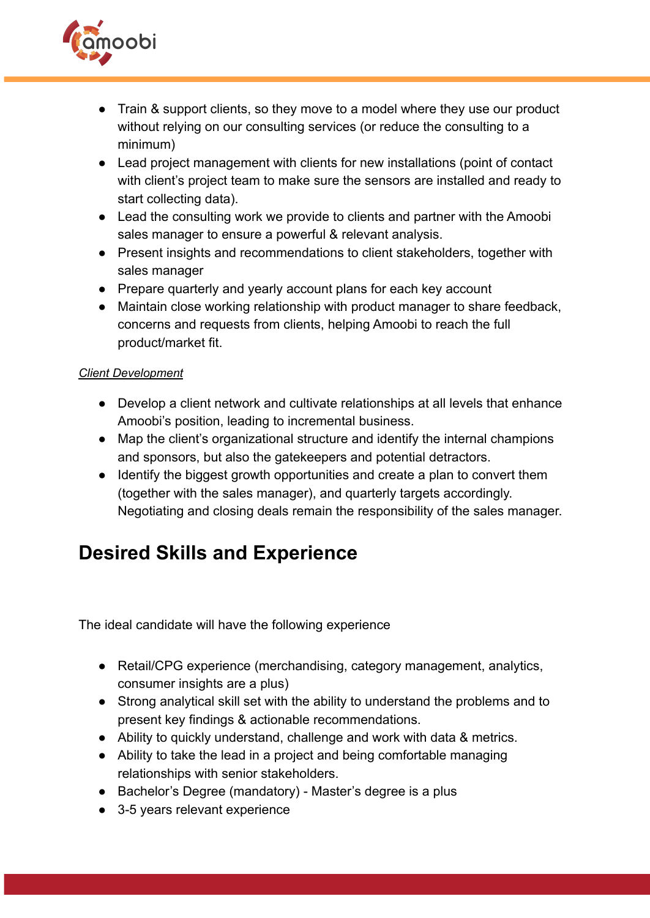- Train & support clients, so they move to a model where they use our product without relying on our consulting services (or reduce the consulting to a minimum)
- Lead project management with clients for new installations (point of contact with client's project team to make sure the sensors are installed and ready to start collecting data).
- Lead the consulting work we provide to clients and partner with the Amoobi sales manager to ensure a powerful & relevant analysis.
- Present insights and recommendations to client stakeholders, together with sales manager
- Prepare quarterly and yearly account plans for each key account
- Maintain close working relationship with product manager to share feedback, concerns and requests from clients, helping Amoobi to reach the full product/market fit.

*Client Development*

- Develop a client network and cultivate relationships at all levels that enhance Amoobi's position, leading to incremental business.
- Map the client's organizational structure and identify the internal champions and sponsors, but also the gatekeepers and potential detractors.
- Identify the biggest growth opportunities and create a plan to convert them (together with the sales manager), and quarterly targets accordingly. Negotiating and closing deals remain the responsibility of the sales manager.

## Desired Skills and Experience

The ideal candidate will have the following experience

- Retail/CPG experience (merchandising, category management, analytics, consumer insights are a plus)
- Strong analytical skill set with the ability to understand the problems and to present key findings & actionable recommendations.
- Ability to quickly understand, challenge and work with data & metrics.
- Ability to take the lead in a project and being comfortable managing relationships with senior stakeholders.
- Bachelor's Degree (mandatory) - Master's degree is a plus
- 3-5 years relevant experience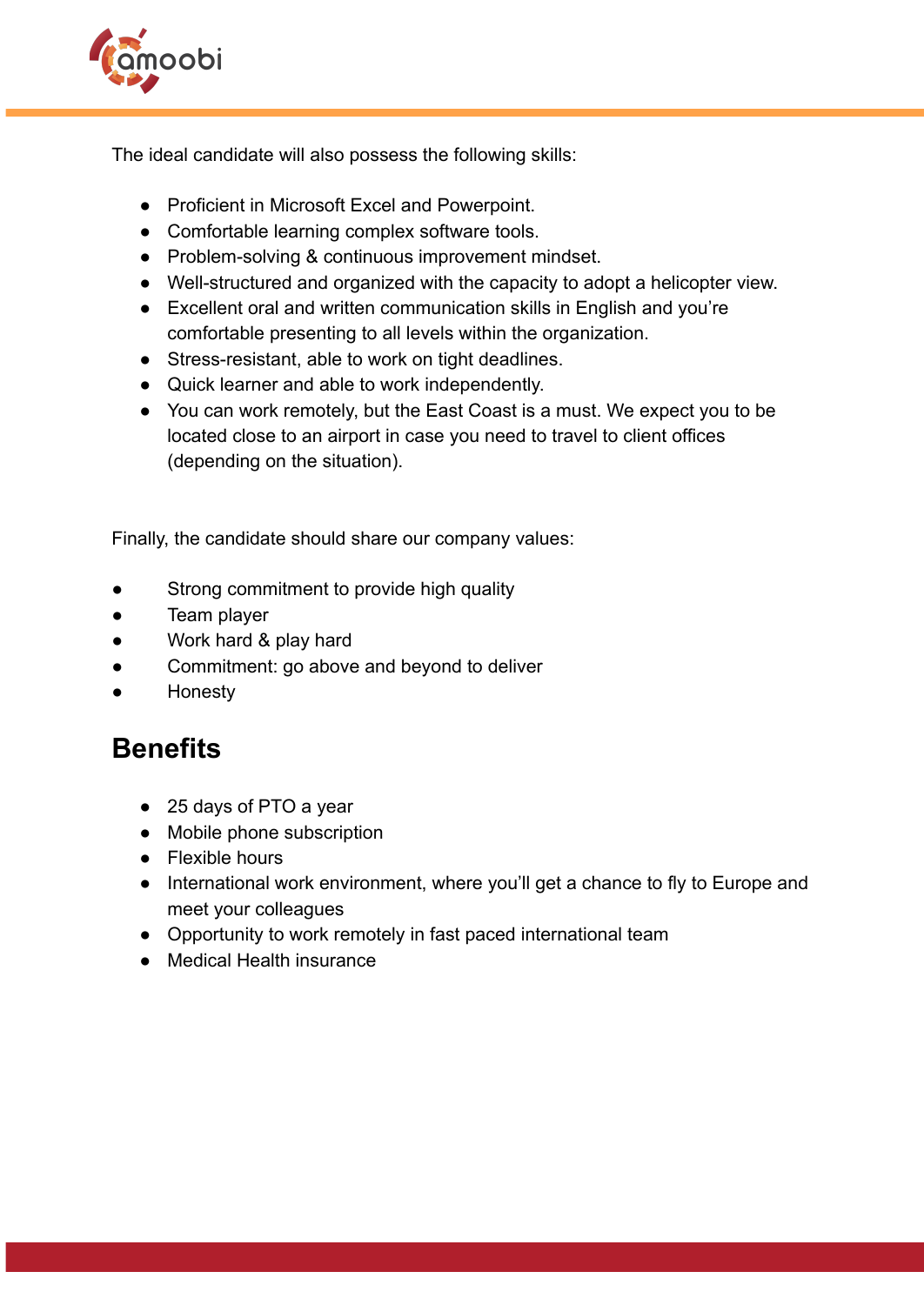The ideal candidate will also possess the following skills:

- Proficient in Microsoft Excel and Powerpoint.
- Comfortable learning complex software tools.
- Problem-solving & continuous improvement mindset.
- Well-structured and organized with the capacity to adopt a helicopter view.
- Excellent oral and written communication skills in English and you're comfortable presenting to all levels within the organization.
- Stress-resistant, able to work on tight deadlines.
- Quick learner and able to work independently.
- You can work remotely, but the East Coast is a must. We expect you to be located close to an airport in case you need to travel to client offices (depending on the situation).

Finally, the candidate should share our company values:

- Strong commitment to provide high quality
- Team player
- Work hard & play hard
- Commitment: go above and beyond to deliver
- Honesty

## Benefits

- 25 days of PTO a year
- Mobile phone subscription
- Flexible hours
- International work environment, where you'll get a chance to fly to Europe and meet your colleagues
- Opportunity to work remotely in fast paced international team
- Medical Health insurance